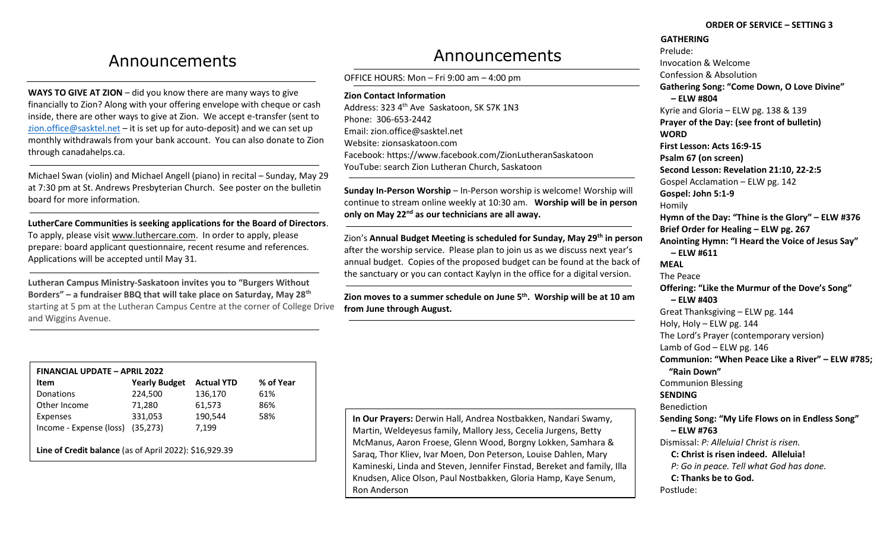# Announcements

**WAYS TO GIVE AT ZION** – did you know there are many ways to give financially to Zion? Along with your offering envelope with cheque or cash inside, there are other ways to give at Zion. We accept e-transfer (sent to zion.office@sasktel.net – it is set up for auto-deposit) and we can set up monthly withdrawals from your bank account. You can also donate to Zion through canadahelps.ca.

Michael Swan (violin) and Michael Angell (piano) in recital – Sunday, May 29 at 7:30 pm at St. Andrews Presbyterian Church. See poster on the bulletin board for more information.

**LutherCare Communities is seeking applications for the Board of Directors**. To apply, please visit www.luthercare.com. In order to apply, please prepare: board applicant questionnaire, recent resume and references. Applications will be accepted until May 31.

**Lutheran Campus Ministry-Saskatoon invites you to "Burgers Without Borders" – a fundraiser BBQ that will take place on Saturday, May 28th** starting at 5 pm at the Lutheran Campus Centre at the corner of College Drive and Wiggins Avenue.

**FINANCIAL UPDATE – APRIL 2022**

| Item | Yearly Budget | Actual YTD | % of Year |
|---|---|---|---|
| Donations | 224,500 | 136,170 | 61% |
| Other Income | 71,280 | 61,573 | 86% |
| Expenses | 331,053 | 190,544 | 58% |
| Income - Expense (loss) | (35,273) | 7,199 | |

**Line of Credit balance** (as of April 2022): $16,929.39

# Announcements

OFFICE HOURS: Mon – Fri 9:00 am – 4:00 pm

**Zion Contact Information**
Address: 323 4th Ave Saskatoon, SK S7K 1N3
Phone: 306-653-2442
Email: zion.office@sasktel.net
Website: zionsaskatoon.com
Facebook: https://www.facebook.com/ZionLutheranSaskatoon
YouTube: search Zion Lutheran Church, Saskatoon

**Sunday In-Person Worship** – In-Person worship is welcome! Worship will continue to stream online weekly at 10:30 am. **Worship will be in person only on May 22nd as our technicians are all away.**

Zion's **Annual Budget Meeting is scheduled for Sunday, May 29th in person** after the worship service. Please plan to join us as we discuss next year's annual budget. Copies of the proposed budget can be found at the back of the sanctuary or you can contact Kaylyn in the office for a digital version.

**Zion moves to a summer schedule on June 5th. Worship will be at 10 am from June through August.**

**In Our Prayers:** Derwin Hall, Andrea Nostbakken, Nandari Swamy, Martin, Weldeyesus family, Mallory Jess, Cecelia Jurgens, Betty McManus, Aaron Froese, Glenn Wood, Borgny Lokken, Samhara & Saraq, Thor Kliev, Ivar Moen, Don Peterson, Louise Dahlen, Mary Kamineski, Linda and Steven, Jennifer Finstad, Bereket and family, Illa Knudsen, Alice Olson, Paul Nostbakken, Gloria Hamp, Kaye Senum, Ron Anderson

## ORDER OF SERVICE – SETTING 3

**GATHERING**
Prelude:
Invocation & Welcome
Confession & Absolution
**Gathering Song: "Come Down, O Love Divine" – ELW #804**
Kyrie and Gloria – ELW pg. 138 & 139
**Prayer of the Day: (see front of bulletin)**

**WORD**
**First Lesson: Acts 16:9-15**
**Psalm 67 (on screen)**
**Second Lesson: Revelation 21:10, 22-2:5**
Gospel Acclamation – ELW pg. 142
**Gospel: John 5:1-9**
Homily
**Hymn of the Day: "Thine is the Glory" – ELW #376**
**Brief Order for Healing – ELW pg. 267**
**Anointing Hymn: "I Heard the Voice of Jesus Say" – ELW #611**

**MEAL**
The Peace
**Offering: "Like the Murmur of the Dove's Song" – ELW #403**
Great Thanksgiving – ELW pg. 144
Holy, Holy – ELW pg. 144
The Lord's Prayer (contemporary version)
Lamb of God – ELW pg. 146
**Communion: "When Peace Like a River" – ELW #785; "Rain Down"**
Communion Blessing

**SENDING**
Benediction
**Sending Song: "My Life Flows on in Endless Song" – ELW #763**
Dismissal: *P: Alleluia! Christ is risen.*
**C: Christ is risen indeed. Alleluia!**
*P: Go in peace. Tell what God has done.*
**C: Thanks be to God.**
Postlude: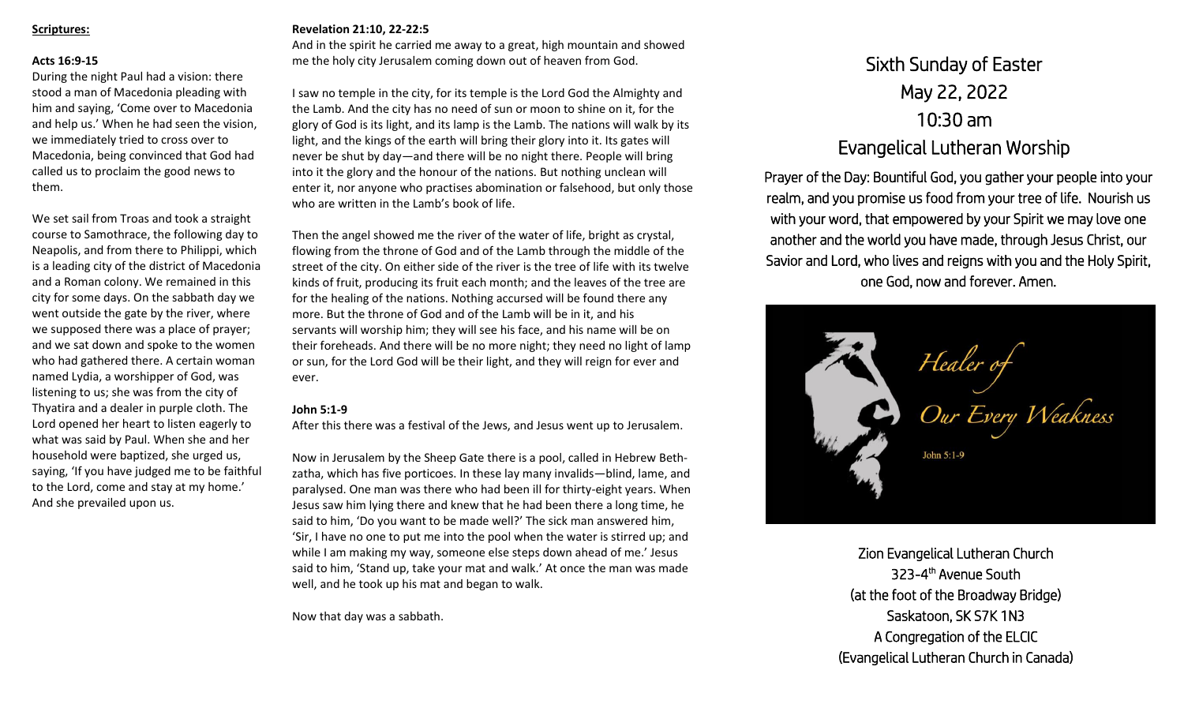**Scriptures:**

**Acts 16:9-15**

During the night Paul had a vision: there stood a man of Macedonia pleading with him and saying, 'Come over to Macedonia and help us.' When he had seen the vision, we immediately tried to cross over to Macedonia, being convinced that God had called us to proclaim the good news to them.

We set sail from Troas and took a straight course to Samothrace, the following day to Neapolis, and from there to Philippi, which is a leading city of the district of Macedonia and a Roman colony. We remained in this city for some days. On the sabbath day we went outside the gate by the river, where we supposed there was a place of prayer; and we sat down and spoke to the women who had gathered there. A certain woman named Lydia, a worshipper of God, was listening to us; she was from the city of Thyatira and a dealer in purple cloth. The Lord opened her heart to listen eagerly to what was said by Paul. When she and her household were baptized, she urged us, saying, 'If you have judged me to be faithful to the Lord, come and stay at my home.' And she prevailed upon us.

**Revelation 21:10, 22-22:5**

And in the spirit he carried me away to a great, high mountain and showed me the holy city Jerusalem coming down out of heaven from God.

I saw no temple in the city, for its temple is the Lord God the Almighty and the Lamb. And the city has no need of sun or moon to shine on it, for the glory of God is its light, and its lamp is the Lamb. The nations will walk by its light, and the kings of the earth will bring their glory into it. Its gates will never be shut by day—and there will be no night there. People will bring into it the glory and the honour of the nations. But nothing unclean will enter it, nor anyone who practises abomination or falsehood, but only those who are written in the Lamb's book of life.

Then the angel showed me the river of the water of life, bright as crystal, flowing from the throne of God and of the Lamb through the middle of the street of the city. On either side of the river is the tree of life with its twelve kinds of fruit, producing its fruit each month; and the leaves of the tree are for the healing of the nations. Nothing accursed will be found there any more. But the throne of God and of the Lamb will be in it, and his servants will worship him; they will see his face, and his name will be on their foreheads. And there will be no more night; they need no light of lamp or sun, for the Lord God will be their light, and they will reign for ever and ever.

**John 5:1-9**

After this there was a festival of the Jews, and Jesus went up to Jerusalem.

Now in Jerusalem by the Sheep Gate there is a pool, called in Hebrew Beth-zatha, which has five porticoes. In these lay many invalids—blind, lame, and paralysed. One man was there who had been ill for thirty-eight years. When Jesus saw him lying there and knew that he had been there a long time, he said to him, 'Do you want to be made well?' The sick man answered him, 'Sir, I have no one to put me into the pool when the water is stirred up; and while I am making my way, someone else steps down ahead of me.' Jesus said to him, 'Stand up, take your mat and walk.' At once the man was made well, and he took up his mat and began to walk.

Now that day was a sabbath.

# Sixth Sunday of Easter
# May 22, 2022
# 10:30 am
# Evangelical Lutheran Worship

Prayer of the Day: Bountiful God, you gather your people into your realm, and you promise us food from your tree of life. Nourish us with your word, that empowered by your Spirit we may love one another and the world you have made, through Jesus Christ, our Savior and Lord, who lives and reigns with you and the Holy Spirit, one God, now and forever. Amen.

*Healer of Our Every Weakness*

John 5:1-9

Zion Evangelical Lutheran Church
323-4th Avenue South
(at the foot of the Broadway Bridge)
Saskatoon, SK S7K 1N3
A Congregation of the ELCIC
(Evangelical Lutheran Church in Canada)